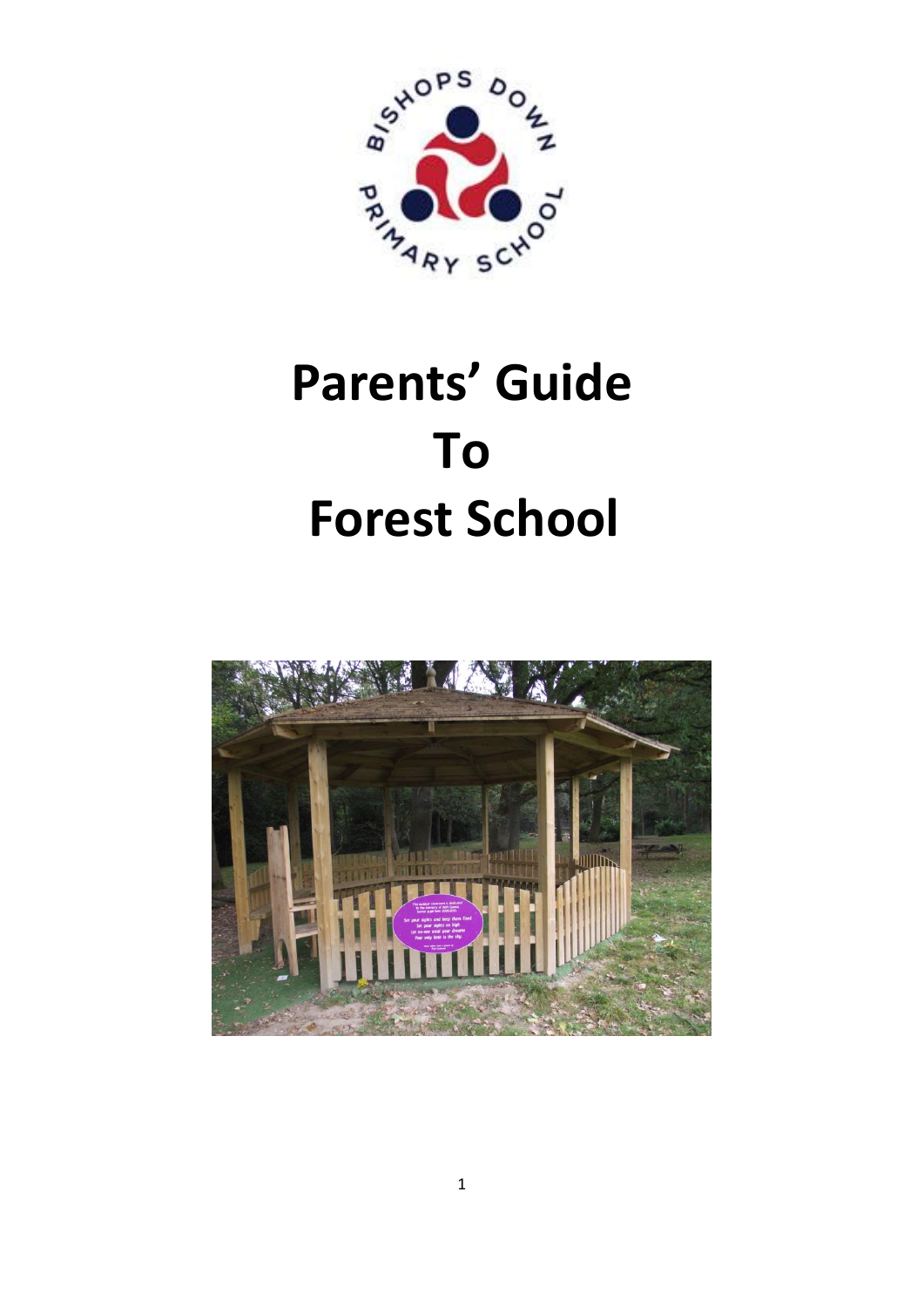# Parents' Guide To Forest School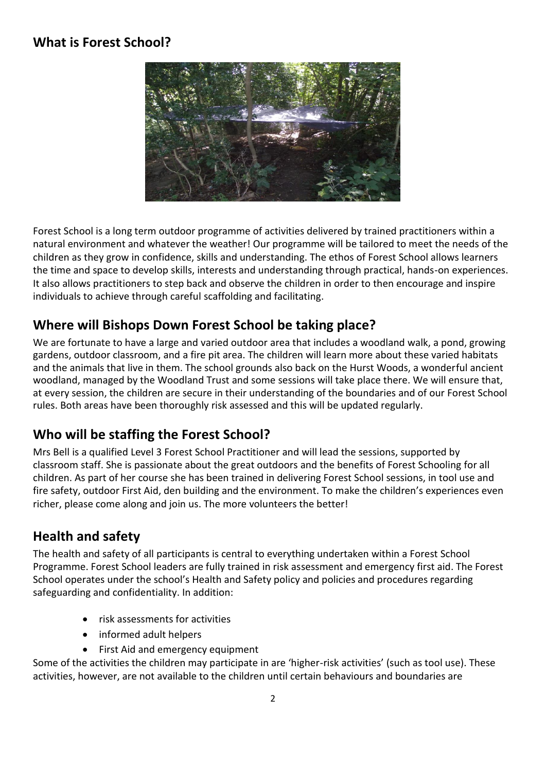## What is Forest School?

Forest School is a long term outdoor programme of activities delivered by trained practitioners within a natural environment and whatever the weather! Our programme will be tailored to meet the needs of the children as they grow in confidence, skills and understanding. The ethos of Forest School allows learners the time and space to develop skills, interests and understanding through practical, hands-on experiences. It also allows practitioners to step back and observe the children in order to then encourage and inspire individuals to achieve through careful scaffolding and facilitating.

## Where will Bishops Down Forest School be taking place?

We are fortunate to have a large and varied outdoor area that includes a woodland walk, a pond, growing gardens, outdoor classroom, and a fire pit area. The children will learn more about these varied habitats and the animals that live in them. The school grounds also back on the Hurst Woods, a wonderful ancient woodland, managed by the Woodland Trust and some sessions will take place there. We will ensure that, at every session, the children are secure in their understanding of the boundaries and of our Forest School rules. Both areas have been thoroughly risk assessed and this will be updated regularly.

## Who will be staffing the Forest School?

Mrs Bell is a qualified Level 3 Forest School Practitioner and will lead the sessions, supported by classroom staff. She is passionate about the great outdoors and the benefits of Forest Schooling for all children. As part of her course she has been trained in delivering Forest School sessions, in tool use and fire safety, outdoor First Aid, den building and the environment. To make the children's experiences even richer, please come along and join us. The more volunteers the better!

## Health and safety

The health and safety of all participants is central to everything undertaken within a Forest School Programme. Forest School leaders are fully trained in risk assessment and emergency first aid. The Forest School operates under the school's Health and Safety policy and policies and procedures regarding safeguarding and confidentiality. In addition:

- risk assessments for activities
- informed adult helpers
- First Aid and emergency equipment

Some of the activities the children may participate in are 'higher-risk activities' (such as tool use). These activities, however, are not available to the children until certain behaviours and boundaries are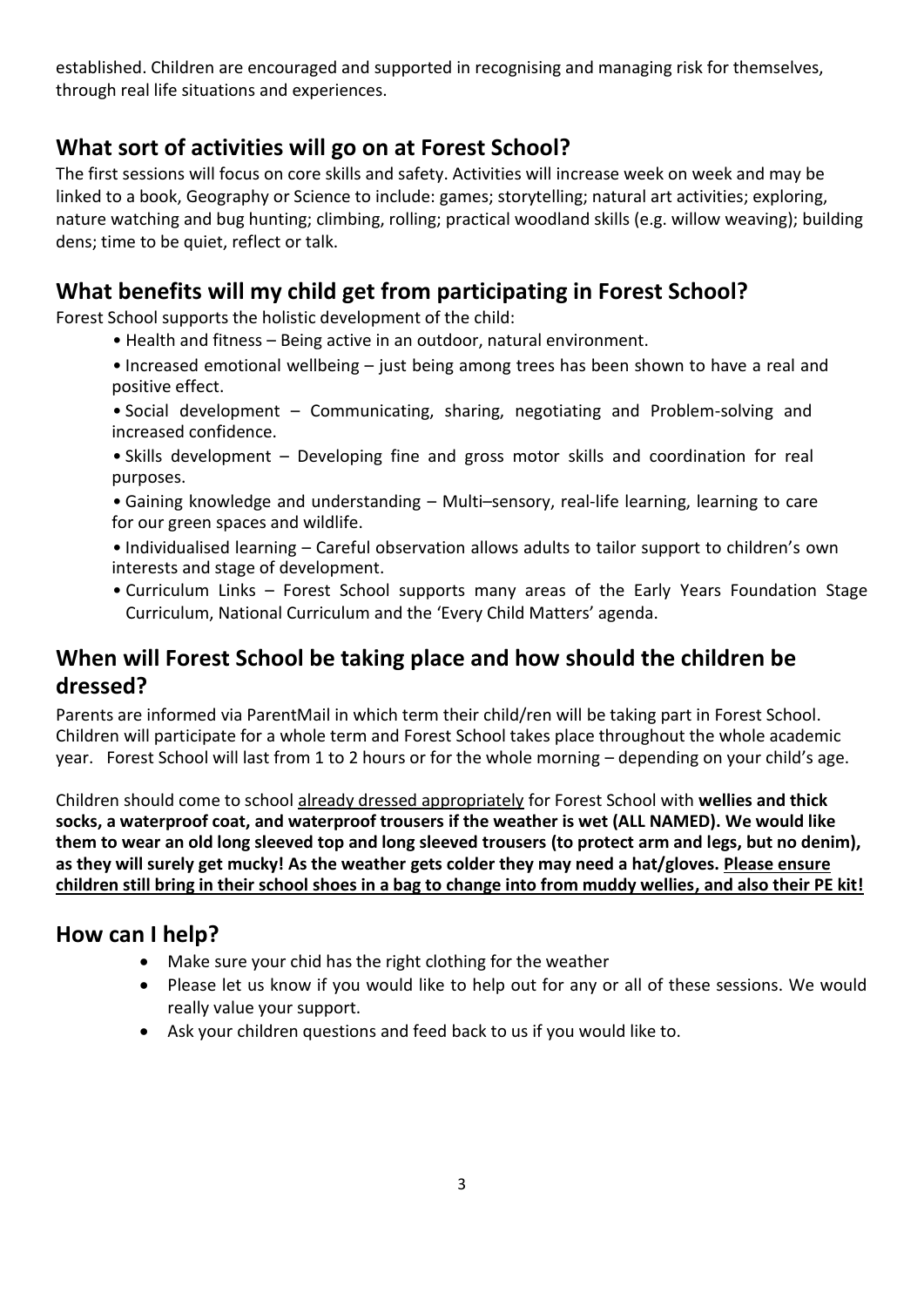established. Children are encouraged and supported in recognising and managing risk for themselves, through real life situations and experiences.

## What sort of activities will go on at Forest School?

The first sessions will focus on core skills and safety. Activities will increase week on week and may be linked to a book, Geography or Science to include: games; storytelling; natural art activities; exploring, nature watching and bug hunting; climbing, rolling; practical woodland skills (e.g. willow weaving); building dens; time to be quiet, reflect or talk.

## What benefits will my child get from participating in Forest School?

Forest School supports the holistic development of the child:

- Health and fitness – Being active in an outdoor, natural environment.
- Increased emotional wellbeing – just being among trees has been shown to have a real and positive effect.
- Social development – Communicating, sharing, negotiating and Problem-solving and increased confidence.
- Skills development – Developing fine and gross motor skills and coordination for real purposes.
- Gaining knowledge and understanding – Multi–sensory, real-life learning, learning to care for our green spaces and wildlife.
- Individualised learning – Careful observation allows adults to tailor support to children's own interests and stage of development.
- Curriculum Links – Forest School supports many areas of the Early Years Foundation Stage Curriculum, National Curriculum and the 'Every Child Matters' agenda.

## When will Forest School be taking place and how should the children be dressed?

Parents are informed via ParentMail in which term their child/ren will be taking part in Forest School. Children will participate for a whole term and Forest School takes place throughout the whole academic year. Forest School will last from 1 to 2 hours or for the whole morning – depending on your child's age.

Children should come to school already dressed appropriately for Forest School with **wellies and thick socks, a waterproof coat, and waterproof trousers if the weather is wet (ALL NAMED). We would like them to wear an old long sleeved top and long sleeved trousers (to protect arm and legs, but no denim), as they will surely get mucky! As the weather gets colder they may need a hat/gloves. Please ensure children still bring in their school shoes in a bag to change into from muddy wellies, and also their PE kit!**

## How can I help?

- Make sure your chid has the right clothing for the weather
- Please let us know if you would like to help out for any or all of these sessions. We would really value your support.
- Ask your children questions and feed back to us if you would like to.